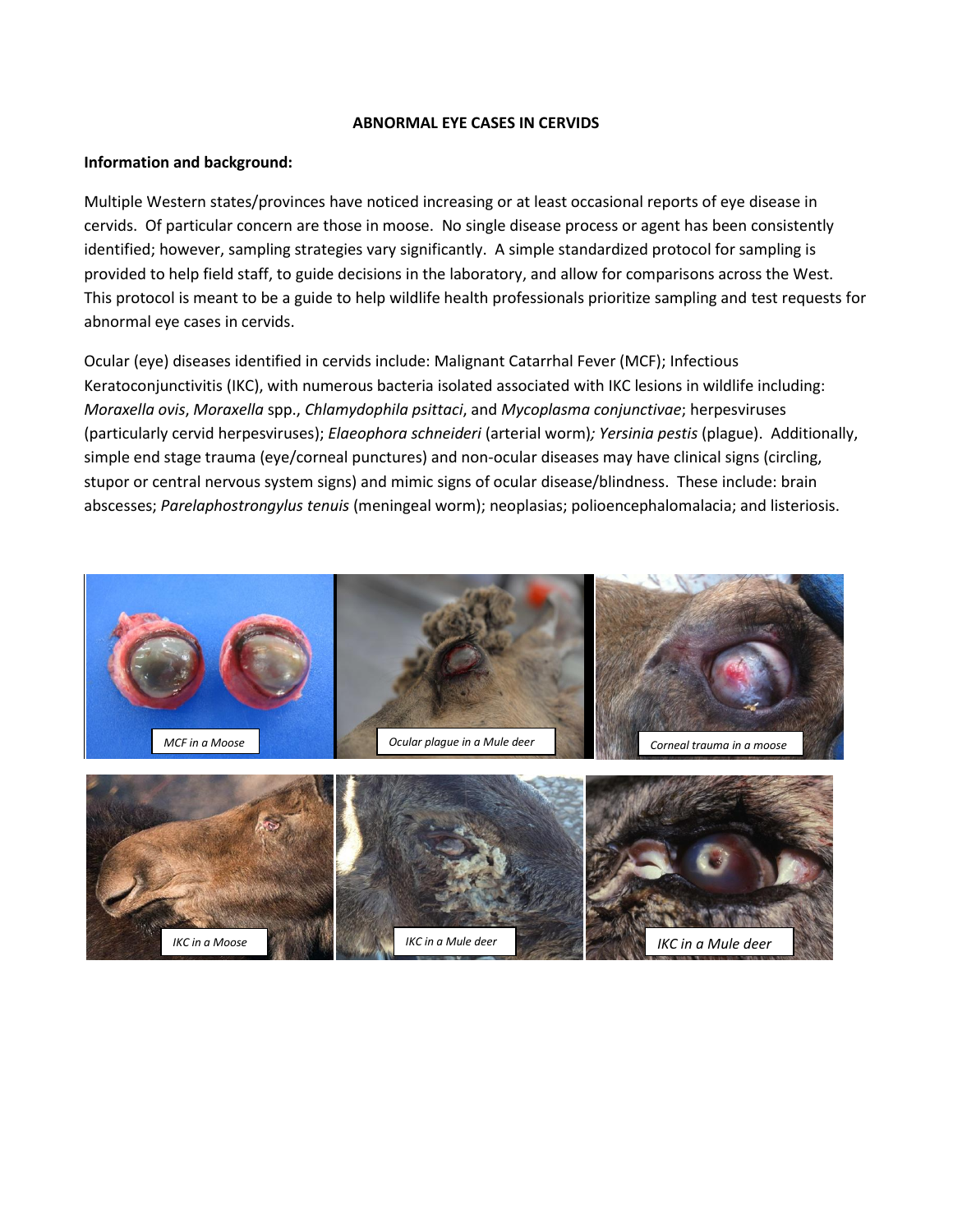# ABNORMAL EYE CASES IN CERVIDS

**Information and background:**

Multiple Western states/provinces have noticed increasing or at least occasional reports of eye disease in cervids. Of particular concern are those in moose. No single disease process or agent has been consistently identified; however, sampling strategies vary significantly. A simple standardized protocol for sampling is provided to help field staff, to guide decisions in the laboratory, and allow for comparisons across the West. This protocol is meant to be a guide to help wildlife health professionals prioritize sampling and test requests for abnormal eye cases in cervids.

Ocular (eye) diseases identified in cervids include: Malignant Catarrhal Fever (MCF); Infectious Keratoconjunctivitis (IKC), with numerous bacteria isolated associated with IKC lesions in wildlife including: *Moraxella ovis*, *Moraxella* spp., *Chlamydophila psittaci*, and *Mycoplasma conjunctivae*; herpesviruses (particularly cervid herpesviruses); *Elaeophora schneideri* (arterial worm)*; Yersinia pestis* (plague). Additionally, simple end stage trauma (eye/corneal punctures) and non-ocular diseases may have clinical signs (circling, stupor or central nervous system signs) and mimic signs of ocular disease/blindness. These include: brain abscesses; *Parelaphostrongylus tenuis* (meningeal worm); neoplasias; polioencephalomalacia; and listeriosis.

*MCF in a Moose*

*Ocular plague in a Mule deer*

*Corneal trauma in a moose*

*IKC in a Moose*

*IKC in a Mule deer*

*IKC in a Mule deer*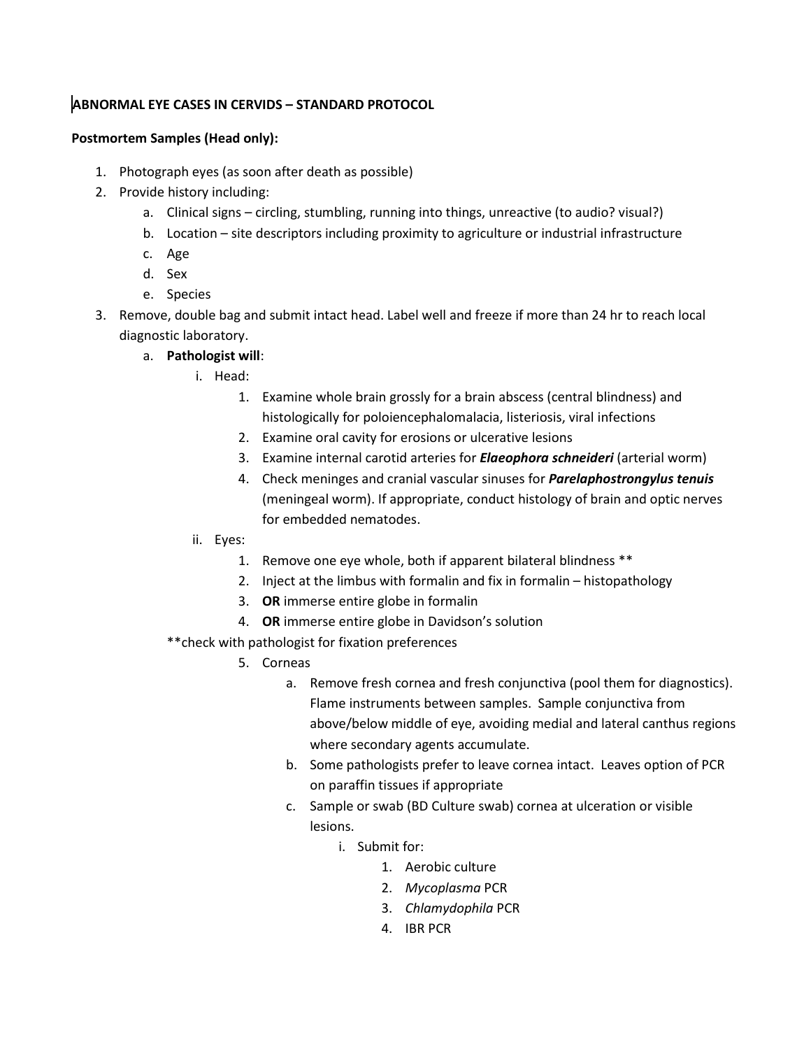**ABNORMAL EYE CASES IN CERVIDS – STANDARD PROTOCOL**

**Postmortem Samples (Head only):**

1. Photograph eyes (as soon after death as possible)
2. Provide history including:
   a. Clinical signs – circling, stumbling, running into things, unreactive (to audio? visual?)
   b. Location – site descriptors including proximity to agriculture or industrial infrastructure
   c. Age
   d. Sex
   e. Species
3. Remove, double bag and submit intact head. Label well and freeze if more than 24 hr to reach local diagnostic laboratory.
   a. **Pathologist will**:
      i. Head:
         1. Examine whole brain grossly for a brain abscess (central blindness) and histologically for poloiencephalomalacia, listeriosis, viral infections
         2. Examine oral cavity for erosions or ulcerative lesions
         3. Examine internal carotid arteries for ***Elaeophora schneideri*** (arterial worm)
         4. Check meninges and cranial vascular sinuses for ***Parelaphostrongylus tenuis*** (meningeal worm). If appropriate, conduct histology of brain and optic nerves for embedded nematodes.
      ii. Eyes:
         1. Remove one eye whole, both if apparent bilateral blindness **
         2. Inject at the limbus with formalin and fix in formalin – histopathology
         3. **OR** immerse entire globe in formalin
         4. **OR** immerse entire globe in Davidson's solution

      **check with pathologist for fixation preferences

         5. Corneas
            a. Remove fresh cornea and fresh conjunctiva (pool them for diagnostics). Flame instruments between samples. Sample conjunctiva from above/below middle of eye, avoiding medial and lateral canthus regions where secondary agents accumulate.
            b. Some pathologists prefer to leave cornea intact. Leaves option of PCR on paraffin tissues if appropriate
            c. Sample or swab (BD Culture swab) cornea at ulceration or visible lesions.
               i. Submit for:
                  1. Aerobic culture
                  2. *Mycoplasma* PCR
                  3. *Chlamydophila* PCR
                  4. IBR PCR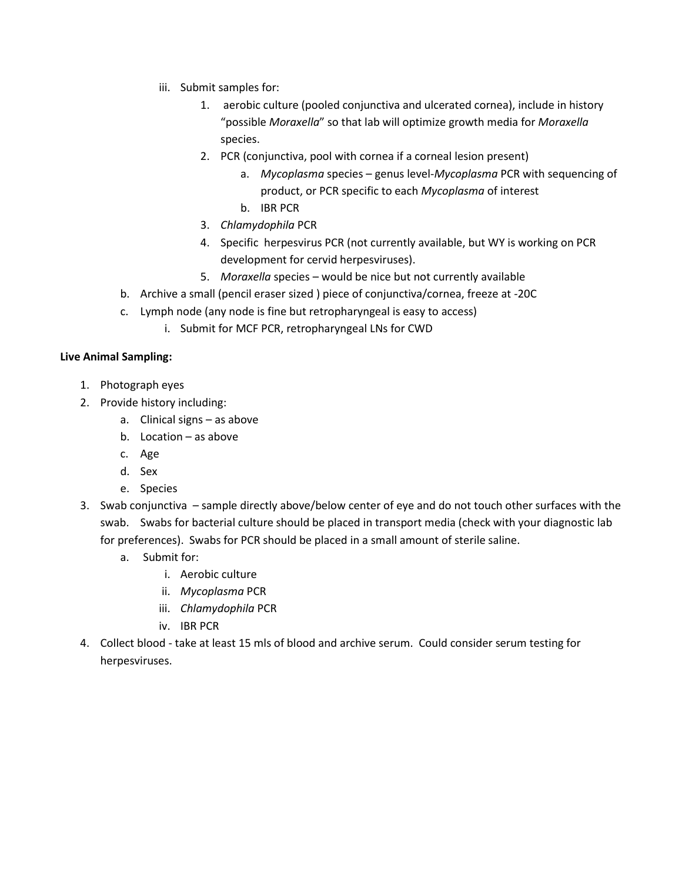iii. Submit samples for:
      1. aerobic culture (pooled conjunctiva and ulcerated cornea), include in history "possible *Moraxella*" so that lab will optimize growth media for *Moraxella* species.
      2. PCR (conjunctiva, pool with cornea if a corneal lesion present)
         a. *Mycoplasma* species – genus level-*Mycoplasma* PCR with sequencing of product, or PCR specific to each *Mycoplasma* of interest
         b. IBR PCR
      3. *Chlamydophila* PCR
      4. Specific herpesvirus PCR (not currently available, but WY is working on PCR development for cervid herpesviruses).
      5. *Moraxella* species – would be nice but not currently available

b. Archive a small (pencil eraser sized ) piece of conjunctiva/cornea, freeze at -20C

c. Lymph node (any node is fine but retropharyngeal is easy to access)
   i. Submit for MCF PCR, retropharyngeal LNs for CWD

**Live Animal Sampling:**

1. Photograph eyes
2. Provide history including:
   a. Clinical signs – as above
   b. Location – as above
   c. Age
   d. Sex
   e. Species
3. Swab conjunctiva – sample directly above/below center of eye and do not touch other surfaces with the swab. Swabs for bacterial culture should be placed in transport media (check with your diagnostic lab for preferences). Swabs for PCR should be placed in a small amount of sterile saline.
   a. Submit for:
      i. Aerobic culture
      ii. *Mycoplasma* PCR
      iii. *Chlamydophila* PCR
      iv. IBR PCR
4. Collect blood - take at least 15 mls of blood and archive serum. Could consider serum testing for herpesviruses.